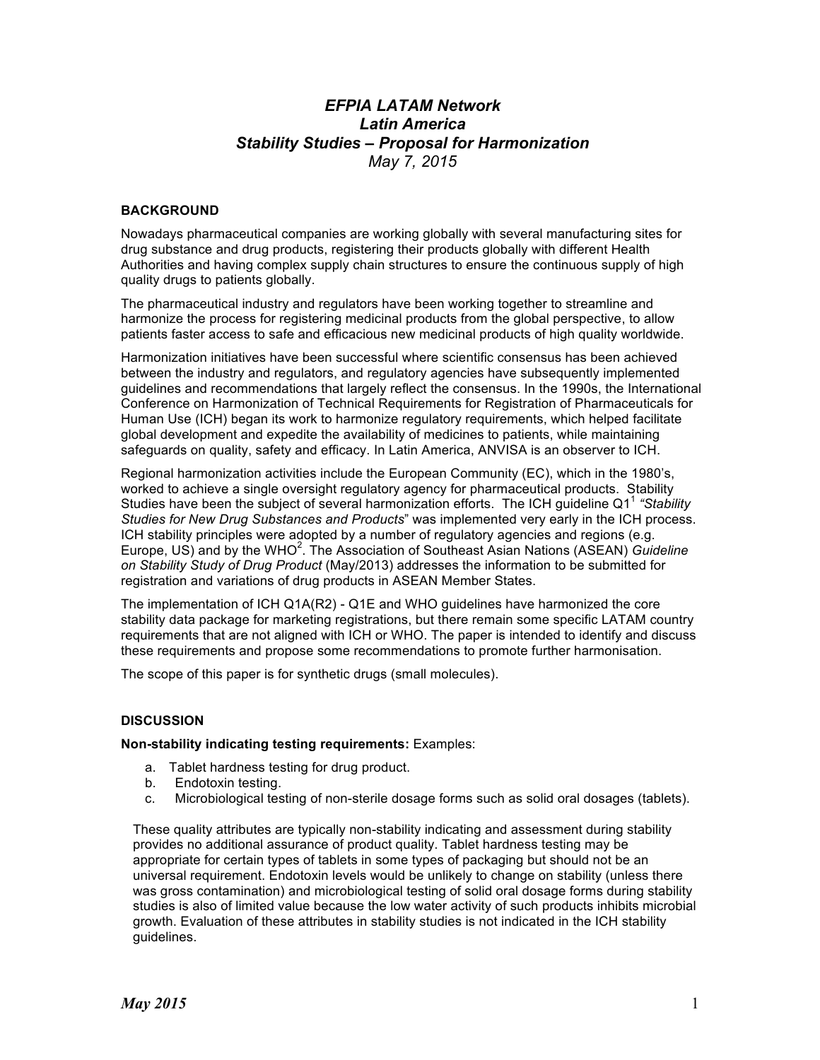# *EFPIA LATAM Network*
# *Latin America*
# *Stability Studies – Proposal for Harmonization*

*May 7, 2015*

## BACKGROUND

Nowadays pharmaceutical companies are working globally with several manufacturing sites for drug substance and drug products, registering their products globally with different Health Authorities and having complex supply chain structures to ensure the continuous supply of high quality drugs to patients globally.

The pharmaceutical industry and regulators have been working together to streamline and harmonize the process for registering medicinal products from the global perspective, to allow patients faster access to safe and efficacious new medicinal products of high quality worldwide.

Harmonization initiatives have been successful where scientific consensus has been achieved between the industry and regulators, and regulatory agencies have subsequently implemented guidelines and recommendations that largely reflect the consensus. In the 1990s, the International Conference on Harmonization of Technical Requirements for Registration of Pharmaceuticals for Human Use (ICH) began its work to harmonize regulatory requirements, which helped facilitate global development and expedite the availability of medicines to patients, while maintaining safeguards on quality, safety and efficacy. In Latin America, ANVISA is an observer to ICH.

Regional harmonization activities include the European Community (EC), which in the 1980's, worked to achieve a single oversight regulatory agency for pharmaceutical products. Stability Studies have been the subject of several harmonization efforts. The ICH guideline Q1[1] *"Stability Studies for New Drug Substances and Products*" was implemented very early in the ICH process. ICH stability principles were adopted by a number of regulatory agencies and regions (e.g. Europe, US) and by the WHO[2]. The Association of Southeast Asian Nations (ASEAN) *Guideline on Stability Study of Drug Product* (May/2013) addresses the information to be submitted for registration and variations of drug products in ASEAN Member States.

The implementation of ICH Q1A(R2) - Q1E and WHO guidelines have harmonized the core stability data package for marketing registrations, but there remain some specific LATAM country requirements that are not aligned with ICH or WHO. The paper is intended to identify and discuss these requirements and propose some recommendations to promote further harmonisation.

The scope of this paper is for synthetic drugs (small molecules).

## DISCUSSION

**Non-stability indicating testing requirements:** Examples:

a. Tablet hardness testing for drug product.
b. Endotoxin testing.
c. Microbiological testing of non-sterile dosage forms such as solid oral dosages (tablets).

These quality attributes are typically non-stability indicating and assessment during stability provides no additional assurance of product quality. Tablet hardness testing may be appropriate for certain types of tablets in some types of packaging but should not be an universal requirement. Endotoxin levels would be unlikely to change on stability (unless there was gross contamination) and microbiological testing of solid oral dosage forms during stability studies is also of limited value because the low water activity of such products inhibits microbial growth. Evaluation of these attributes in stability studies is not indicated in the ICH stability guidelines.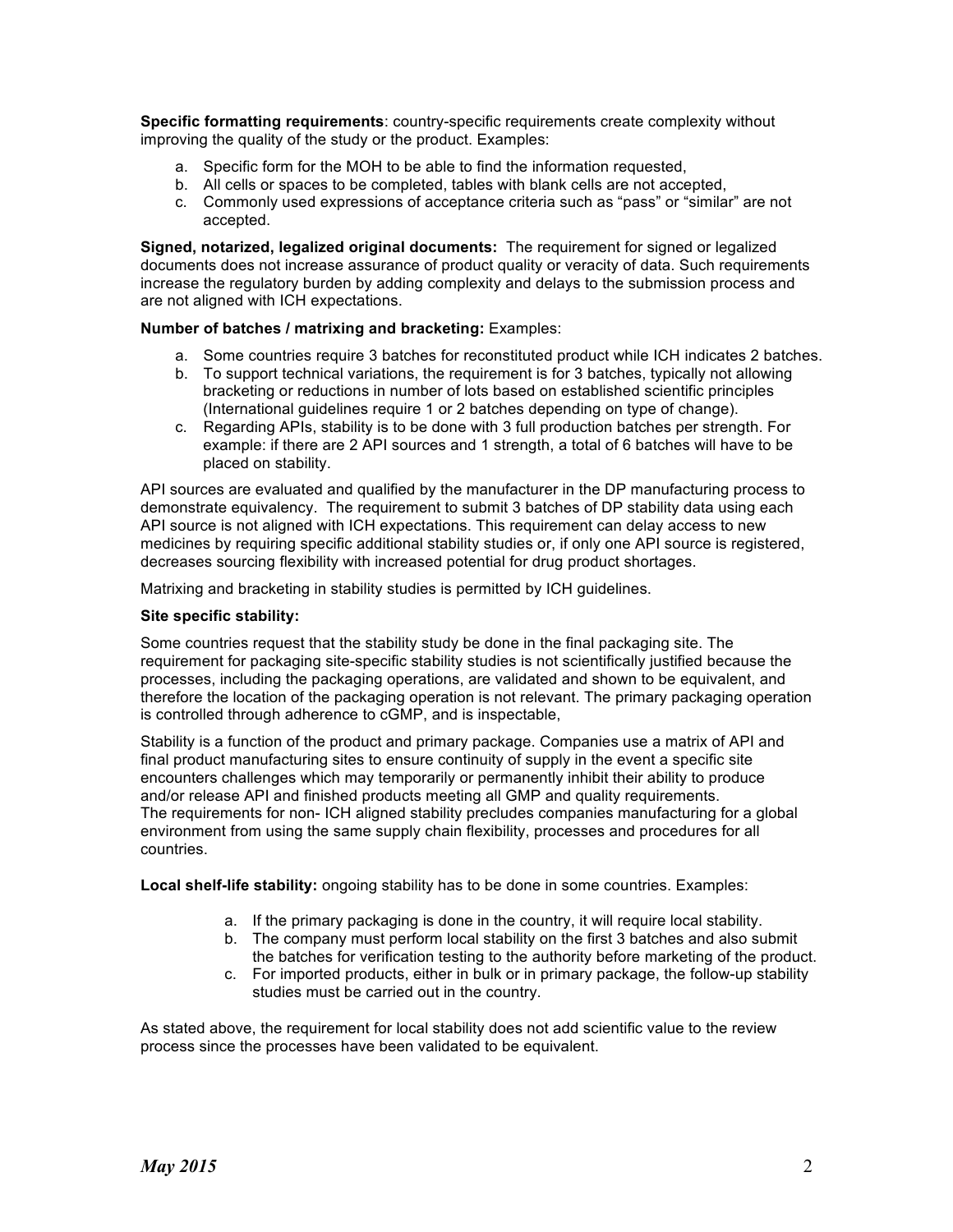**Specific formatting requirements**: country-specific requirements create complexity without improving the quality of the study or the product. Examples:

a. Specific form for the MOH to be able to find the information requested,
b. All cells or spaces to be completed, tables with blank cells are not accepted,
c. Commonly used expressions of acceptance criteria such as "pass" or "similar" are not accepted.

**Signed, notarized, legalized original documents:** The requirement for signed or legalized documents does not increase assurance of product quality or veracity of data. Such requirements increase the regulatory burden by adding complexity and delays to the submission process and are not aligned with ICH expectations.

**Number of batches / matrixing and bracketing:** Examples:

a. Some countries require 3 batches for reconstituted product while ICH indicates 2 batches.
b. To support technical variations, the requirement is for 3 batches, typically not allowing bracketing or reductions in number of lots based on established scientific principles (International guidelines require 1 or 2 batches depending on type of change).
c. Regarding APIs, stability is to be done with 3 full production batches per strength. For example: if there are 2 API sources and 1 strength, a total of 6 batches will have to be placed on stability.

API sources are evaluated and qualified by the manufacturer in the DP manufacturing process to demonstrate equivalency. The requirement to submit 3 batches of DP stability data using each API source is not aligned with ICH expectations. This requirement can delay access to new medicines by requiring specific additional stability studies or, if only one API source is registered, decreases sourcing flexibility with increased potential for drug product shortages.

Matrixing and bracketing in stability studies is permitted by ICH guidelines.

**Site specific stability:**

Some countries request that the stability study be done in the final packaging site. The requirement for packaging site-specific stability studies is not scientifically justified because the processes, including the packaging operations, are validated and shown to be equivalent, and therefore the location of the packaging operation is not relevant. The primary packaging operation is controlled through adherence to cGMP, and is inspectable,

Stability is a function of the product and primary package. Companies use a matrix of API and final product manufacturing sites to ensure continuity of supply in the event a specific site encounters challenges which may temporarily or permanently inhibit their ability to produce and/or release API and finished products meeting all GMP and quality requirements.
The requirements for non- ICH aligned stability precludes companies manufacturing for a global environment from using the same supply chain flexibility, processes and procedures for all countries.

**Local shelf-life stability:** ongoing stability has to be done in some countries. Examples:

a. If the primary packaging is done in the country, it will require local stability.
b. The company must perform local stability on the first 3 batches and also submit the batches for verification testing to the authority before marketing of the product.
c. For imported products, either in bulk or in primary package, the follow-up stability studies must be carried out in the country.

As stated above, the requirement for local stability does not add scientific value to the review process since the processes have been validated to be equivalent.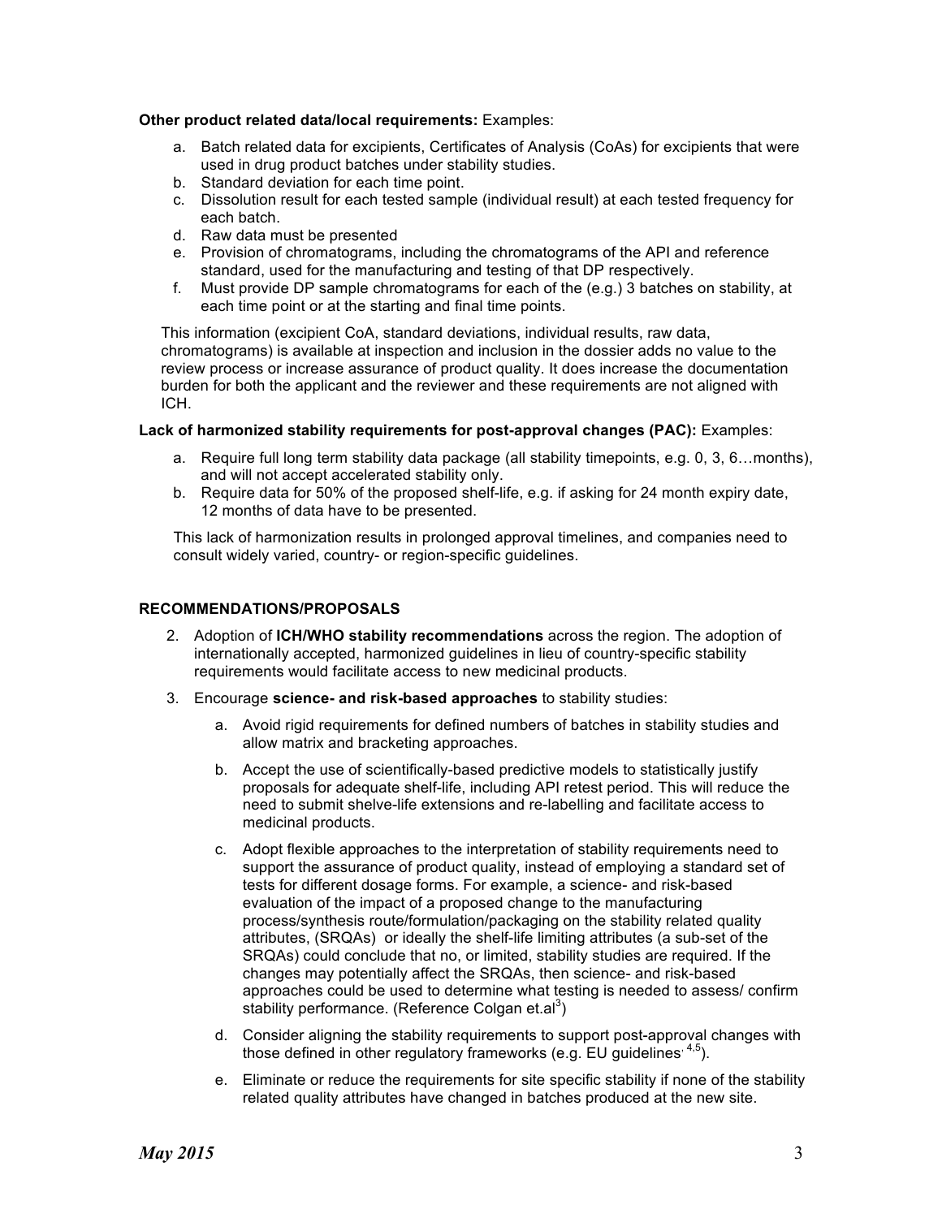**Other product related data/local requirements:** Examples:

a. Batch related data for excipients, Certificates of Analysis (CoAs) for excipients that were used in drug product batches under stability studies.
b. Standard deviation for each time point.
c. Dissolution result for each tested sample (individual result) at each tested frequency for each batch.
d. Raw data must be presented
e. Provision of chromatograms, including the chromatograms of the API and reference standard, used for the manufacturing and testing of that DP respectively.
f. Must provide DP sample chromatograms for each of the (e.g.) 3 batches on stability, at each time point or at the starting and final time points.

This information (excipient CoA, standard deviations, individual results, raw data, chromatograms) is available at inspection and inclusion in the dossier adds no value to the review process or increase assurance of product quality. It does increase the documentation burden for both the applicant and the reviewer and these requirements are not aligned with ICH.

**Lack of harmonized stability requirements for post-approval changes (PAC):** Examples:

a. Require full long term stability data package (all stability timepoints, e.g. 0, 3, 6…months), and will not accept accelerated stability only.
b. Require data for 50% of the proposed shelf-life, e.g. if asking for 24 month expiry date, 12 months of data have to be presented.

This lack of harmonization results in prolonged approval timelines, and companies need to consult widely varied, country- or region-specific guidelines.

## RECOMMENDATIONS/PROPOSALS

2. Adoption of **ICH/WHO stability recommendations** across the region. The adoption of internationally accepted, harmonized guidelines in lieu of country-specific stability requirements would facilitate access to new medicinal products.
3. Encourage **science- and risk-based approaches** to stability studies:

   a. Avoid rigid requirements for defined numbers of batches in stability studies and allow matrix and bracketing approaches.

   b. Accept the use of scientifically-based predictive models to statistically justify proposals for adequate shelf-life, including API retest period. This will reduce the need to submit shelve-life extensions and re-labelling and facilitate access to medicinal products.

   c. Adopt flexible approaches to the interpretation of stability requirements need to support the assurance of product quality, instead of employing a standard set of tests for different dosage forms. For example, a science- and risk-based evaluation of the impact of a proposed change to the manufacturing process/synthesis route/formulation/packaging on the stability related quality attributes, (SRQAs) or ideally the shelf-life limiting attributes (a sub-set of the SRQAs) could conclude that no, or limited, stability studies are required. If the changes may potentially affect the SRQAs, then science- and risk-based approaches could be used to determine what testing is needed to assess/ confirm stability performance. (Reference Colgan et.al[3])

   d. Consider aligning the stability requirements to support post-approval changes with those defined in other regulatory frameworks (e.g. EU guidelines[4,5]).

   e. Eliminate or reduce the requirements for site specific stability if none of the stability related quality attributes have changed in batches produced at the new site.

*May 2015*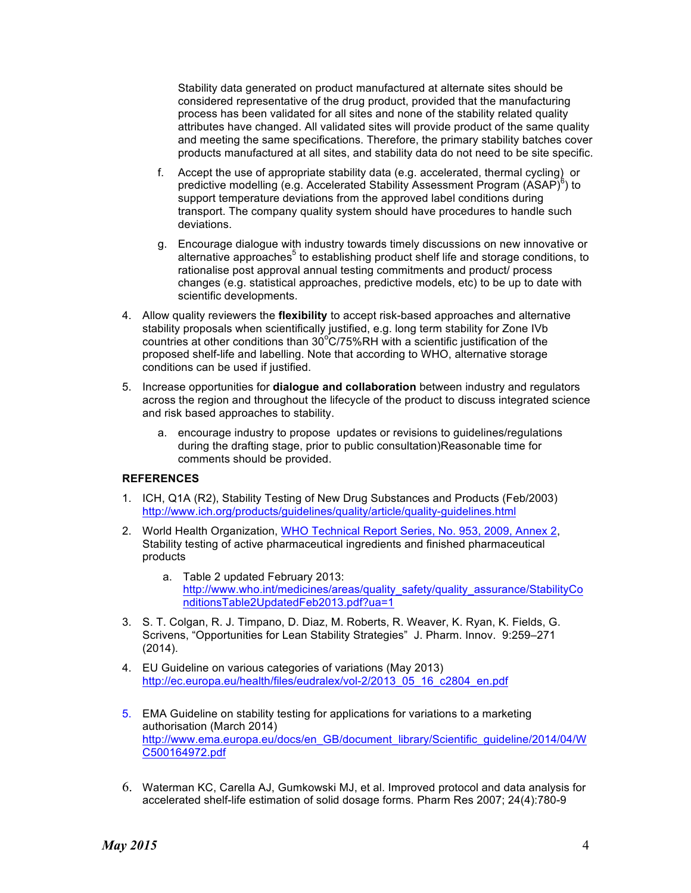Stability data generated on product manufactured at alternate sites should be considered representative of the drug product, provided that the manufacturing process has been validated for all sites and none of the stability related quality attributes have changed. All validated sites will provide product of the same quality and meeting the same specifications. Therefore, the primary stability batches cover products manufactured at all sites, and stability data do not need to be site specific.

  f. Accept the use of appropriate stability data (e.g. accelerated, thermal cycling) or predictive modelling (e.g. Accelerated Stability Assessment Program (ASAP)[6]) to support temperature deviations from the approved label conditions during transport. The company quality system should have procedures to handle such deviations.

  g. Encourage dialogue with industry towards timely discussions on new innovative or alternative approaches[5] to establishing product shelf life and storage conditions, to rationalise post approval annual testing commitments and product/ process changes (e.g. statistical approaches, predictive models, etc) to be up to date with scientific developments.

4. Allow quality reviewers the **flexibility** to accept risk-based approaches and alternative stability proposals when scientifically justified, e.g. long term stability for Zone IVb countries at other conditions than 30°C/75%RH with a scientific justification of the proposed shelf-life and labelling. Note that according to WHO, alternative storage conditions can be used if justified.

5. Increase opportunities for **dialogue and collaboration** between industry and regulators across the region and throughout the lifecycle of the product to discuss integrated science and risk based approaches to stability.

   a. encourage industry to propose updates or revisions to guidelines/regulations during the drafting stage, prior to public consultation)Reasonable time for comments should be provided.

**REFERENCES**

1. ICH, Q1A (R2), Stability Testing of New Drug Substances and Products (Feb/2003) http://www.ich.org/products/guidelines/quality/article/quality-guidelines.html

2. World Health Organization, WHO Technical Report Series, No. 953, 2009, Annex 2, Stability testing of active pharmaceutical ingredients and finished pharmaceutical products

   a. Table 2 updated February 2013: http://www.who.int/medicines/areas/quality_safety/quality_assurance/StabilityConditionsTable2UpdatedFeb2013.pdf?ua=1

3. S. T. Colgan, R. J. Timpano, D. Diaz, M. Roberts, R. Weaver, K. Ryan, K. Fields, G. Scrivens, "Opportunities for Lean Stability Strategies" J. Pharm. Innov. 9:259–271 (2014).

4. EU Guideline on various categories of variations (May 2013) http://ec.europa.eu/health/files/eudralex/vol-2/2013_05_16_c2804_en.pdf

5. EMA Guideline on stability testing for applications for variations to a marketing authorisation (March 2014) http://www.ema.europa.eu/docs/en_GB/document_library/Scientific_guideline/2014/04/WC500164972.pdf

6. Waterman KC, Carella AJ, Gumkowski MJ, et al. Improved protocol and data analysis for accelerated shelf-life estimation of solid dosage forms. Pharm Res 2007; 24(4):780-9

*May 2015*